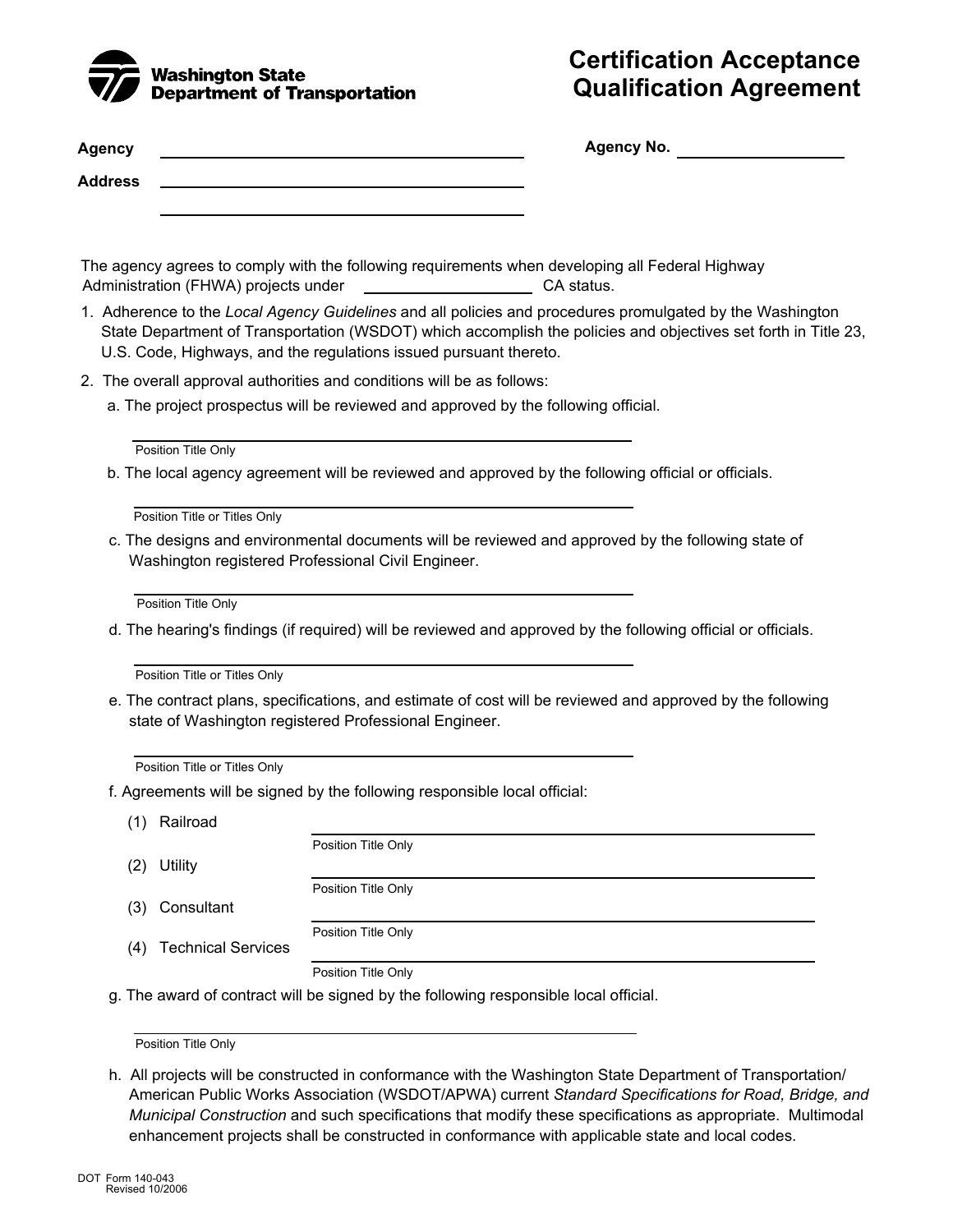Washington State Department of Transportation

# Certification Acceptance Qualification Agreement

**Agency** \_\_\_\_\_\_\_\_\_\_\_\_\_\_\_\_\_\_\_\_\_\_\_\_\_\_\_\_\_\_\_\_\_\_\_\_\_\_\_\_ **Agency No.** \_\_\_\_\_\_\_\_\_\_\_\_\_\_\_\_\_\_

**Address** \_\_\_\_\_\_\_\_\_\_\_\_\_\_\_\_\_\_\_\_\_\_\_\_\_\_\_\_\_\_\_\_\_\_\_\_\_\_\_\_

\_\_\_\_\_\_\_\_\_\_\_\_\_\_\_\_\_\_\_\_\_\_\_\_\_\_\_\_\_\_\_\_\_\_\_\_\_\_\_\_

The agency agrees to comply with the following requirements when developing all Federal Highway Administration (FHWA) projects under \_\_\_\_\_\_\_\_\_\_\_\_\_\_\_\_ CA status.

1. Adherence to the *Local Agency Guidelines* and all policies and procedures promulgated by the Washington State Department of Transportation (WSDOT) which accomplish the policies and objectives set forth in Title 23, U.S. Code, Highways, and the regulations issued pursuant thereto.
2. The overall approval authorities and conditions will be as follows:

   a. The project prospectus will be reviewed and approved by the following official.

   \_\_\_\_\_\_\_\_\_\_\_\_\_\_\_\_\_\_\_\_\_\_\_\_\_\_\_\_\_\_\_\_\_\_\_\_\_\_\_\_
   Position Title Only

   b. The local agency agreement will be reviewed and approved by the following official or officials.

   \_\_\_\_\_\_\_\_\_\_\_\_\_\_\_\_\_\_\_\_\_\_\_\_\_\_\_\_\_\_\_\_\_\_\_\_\_\_\_\_
   Position Title or Titles Only

   c. The designs and environmental documents will be reviewed and approved by the following state of Washington registered Professional Civil Engineer.

   \_\_\_\_\_\_\_\_\_\_\_\_\_\_\_\_\_\_\_\_\_\_\_\_\_\_\_\_\_\_\_\_\_\_\_\_\_\_\_\_
   Position Title Only

   d. The hearing's findings (if required) will be reviewed and approved by the following official or officials.

   \_\_\_\_\_\_\_\_\_\_\_\_\_\_\_\_\_\_\_\_\_\_\_\_\_\_\_\_\_\_\_\_\_\_\_\_\_\_\_\_
   Position Title or Titles Only

   e. The contract plans, specifications, and estimate of cost will be reviewed and approved by the following state of Washington registered Professional Engineer.

   \_\_\_\_\_\_\_\_\_\_\_\_\_\_\_\_\_\_\_\_\_\_\_\_\_\_\_\_\_\_\_\_\_\_\_\_\_\_\_\_
   Position Title or Titles Only

   f. Agreements will be signed by the following responsible local official:

   (1) Railroad \_\_\_\_\_\_\_\_\_\_\_\_\_\_\_\_\_\_\_\_\_\_\_\_\_\_\_\_\_\_\_\_\_\_\_\_\_\_\_\_
   Position Title Only

   (2) Utility \_\_\_\_\_\_\_\_\_\_\_\_\_\_\_\_\_\_\_\_\_\_\_\_\_\_\_\_\_\_\_\_\_\_\_\_\_\_\_\_
   Position Title Only

   (3) Consultant \_\_\_\_\_\_\_\_\_\_\_\_\_\_\_\_\_\_\_\_\_\_\_\_\_\_\_\_\_\_\_\_\_\_\_\_\_\_\_\_
   Position Title Only

   (4) Technical Services \_\_\_\_\_\_\_\_\_\_\_\_\_\_\_\_\_\_\_\_\_\_\_\_\_\_\_\_\_\_\_\_\_\_\_\_\_\_\_\_
   Position Title Only

   g. The award of contract will be signed by the following responsible local official.

   \_\_\_\_\_\_\_\_\_\_\_\_\_\_\_\_\_\_\_\_\_\_\_\_\_\_\_\_\_\_\_\_\_\_\_\_\_\_\_\_
   Position Title Only

   h. All projects will be constructed in conformance with the Washington State Department of Transportation/ American Public Works Association (WSDOT/APWA) current *Standard Specifications for Road, Bridge, and Municipal Construction* and such specifications that modify these specifications as appropriate. Multimodal enhancement projects shall be constructed in conformance with applicable state and local codes.

DOT Form 140-043
Revised 10/2006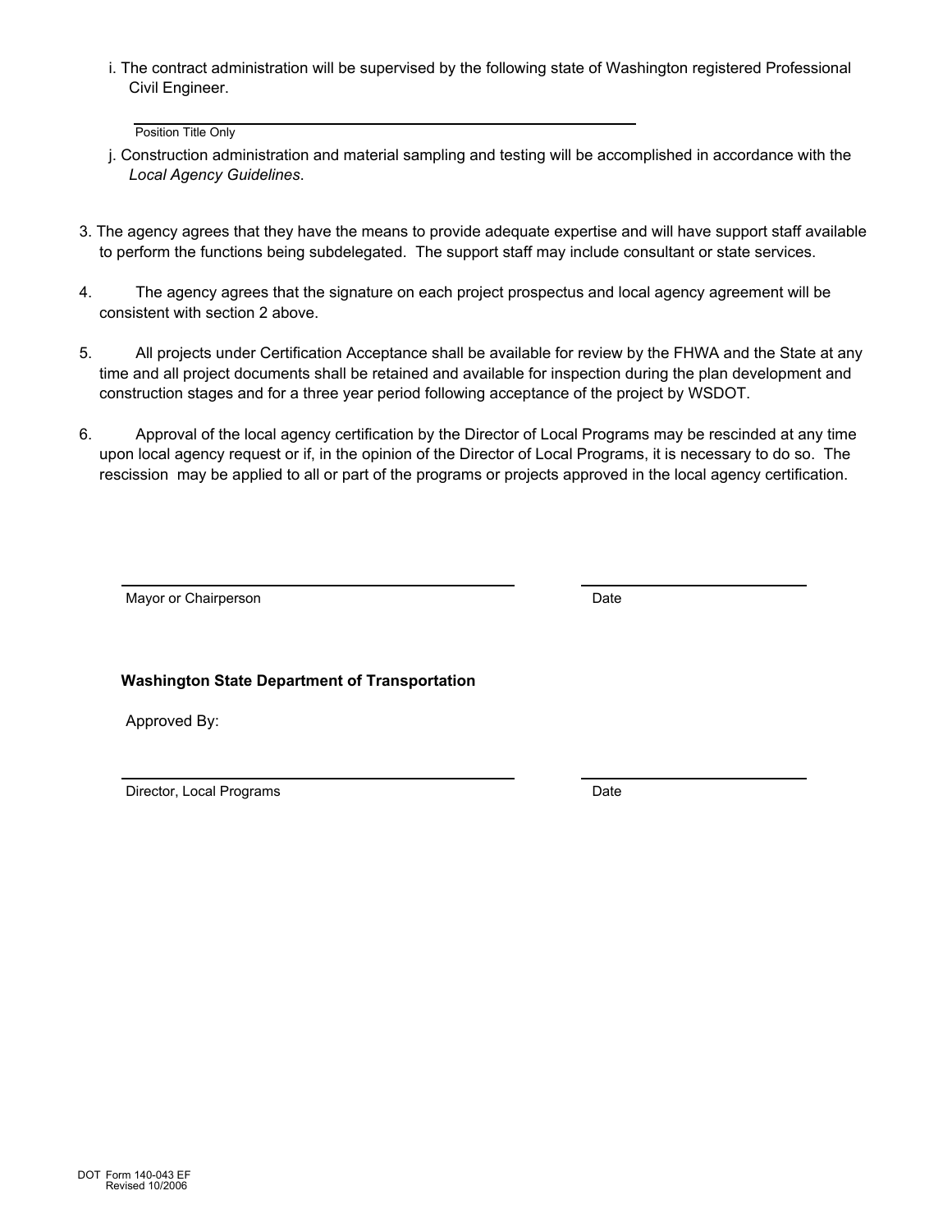i. The contract administration will be supervised by the following state of Washington registered Professional Civil Engineer.

\_\_\_\_\_\_\_\_\_\_\_\_\_\_\_\_\_\_\_\_\_\_\_\_\_\_\_\_\_\_\_\_\_\_\_\_\_\_\_\_\_\_\_\_\_\_\_\_\_\_\_\_\_\_\_\_\_\_\_\_

Position Title Only

j. Construction administration and material sampling and testing will be accomplished in accordance with the *Local Agency Guidelines*.

3. The agency agrees that they have the means to provide adequate expertise and will have support staff available to perform the functions being subdelegated. The support staff may include consultant or state services.

4. The agency agrees that the signature on each project prospectus and local agency agreement will be consistent with section 2 above.

5. All projects under Certification Acceptance shall be available for review by the FHWA and the State at any time and all project documents shall be retained and available for inspection during the plan development and construction stages and for a three year period following acceptance of the project by WSDOT.

6. Approval of the local agency certification by the Director of Local Programs may be rescinded at any time upon local agency request or if, in the opinion of the Director of Local Programs, it is necessary to do so. The rescission may be applied to all or part of the programs or projects approved in the local agency certification.

\_\_\_\_\_\_\_\_\_\_\_\_\_\_\_\_\_\_\_\_\_\_\_\_\_\_\_\_\_\_\_\_\_\_\_\_\_\_\_\_\_\_\_\_ \_\_\_\_\_\_\_\_\_\_\_\_\_\_\_\_\_\_\_\_\_\_\_\_\_\_

Mayor or Chairperson Date

**Washington State Department of Transportation**

Approved By:

\_\_\_\_\_\_\_\_\_\_\_\_\_\_\_\_\_\_\_\_\_\_\_\_\_\_\_\_\_\_\_\_\_\_\_\_\_\_\_\_\_\_\_\_ \_\_\_\_\_\_\_\_\_\_\_\_\_\_\_\_\_\_\_\_\_\_\_\_\_\_

Director, Local Programs Date

DOT Form 140-043 EF
Revised 10/2006